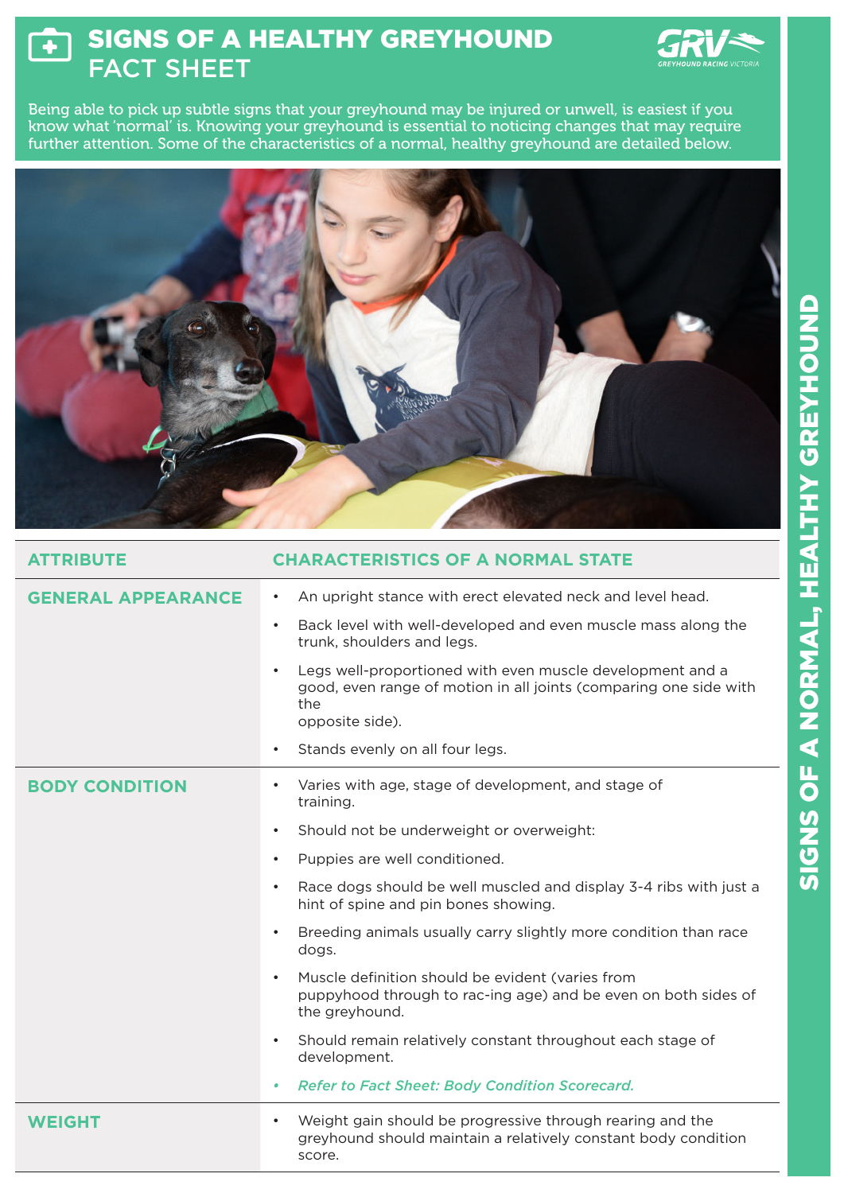# SIGNS OF A HEALTHY GREYHOUND FACT SHEET

Being able to pick up subtle signs that your greyhound may be injured or unwell, is easiest if you know what 'normal' is. Knowing your greyhound is essential to noticing changes that may require further attention. Some of the characteristics of a normal, healthy greyhound are detailed below.

| ATTRIBUTE | CHARACTERISTICS OF A NORMAL STATE |
|---|---|
| **GENERAL APPEARANCE** | • An upright stance with erect elevated neck and level head.<br>• Back level with well-developed and even muscle mass along the trunk, shoulders and legs.<br>• Legs well-proportioned with even muscle development and a good, even range of motion in all joints (comparing one side with the opposite side).<br>• Stands evenly on all four legs. |
| **BODY CONDITION** | • Varies with age, stage of development, and stage of training.<br>• Should not be underweight or overweight:<br>• Puppies are well conditioned.<br>• Race dogs should be well muscled and display 3-4 ribs with just a hint of spine and pin bones showing.<br>• Breeding animals usually carry slightly more condition than race dogs.<br>• Muscle definition should be evident (varies from puppyhood through to rac-ing age) and be even on both sides of the greyhound.<br>• Should remain relatively constant throughout each stage of development.<br>• *Refer to Fact Sheet: Body Condition Scorecard.* |
| **WEIGHT** | • Weight gain should be progressive through rearing and the greyhound should maintain a relatively constant body condition score. |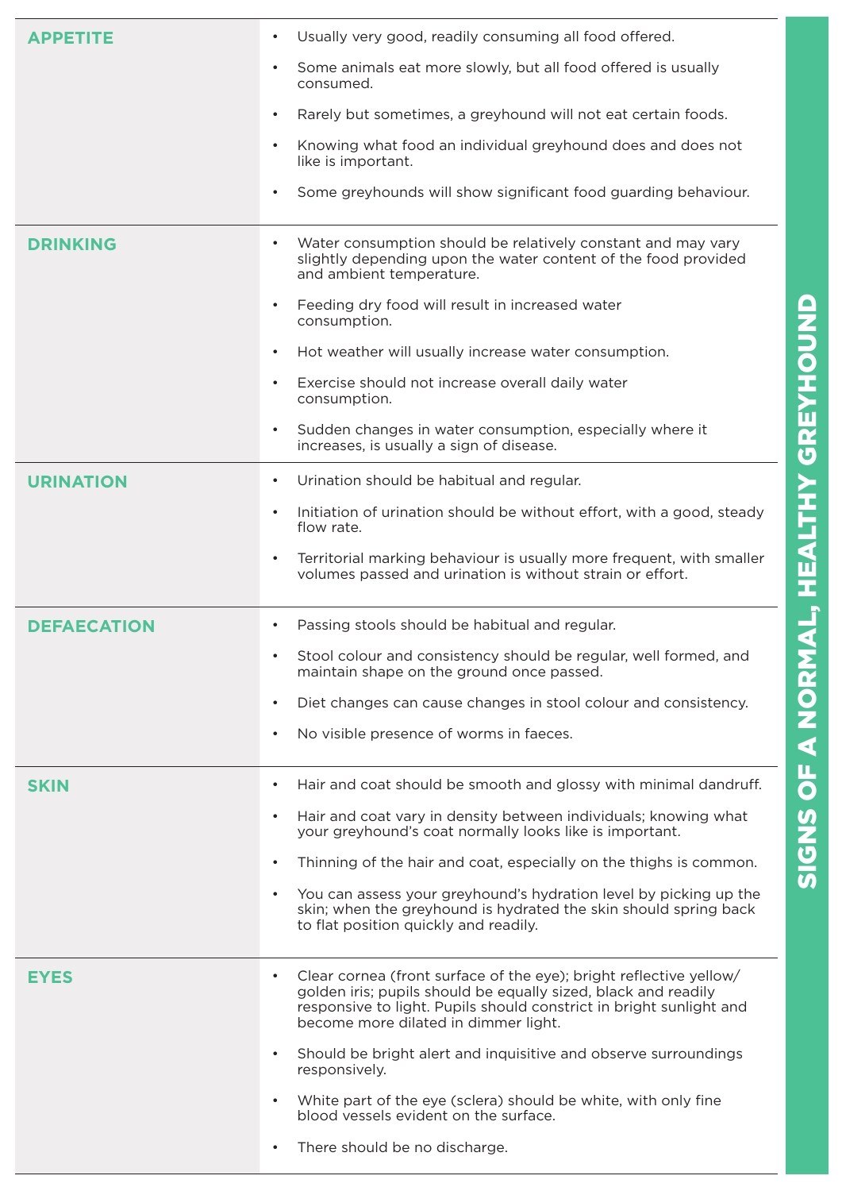## SIGNS OF A NORMAL, HEALTHY GREYHOUND

| | |
|---|---|
| **APPETITE** | • Usually very good, readily consuming all food offered.<br>• Some animals eat more slowly, but all food offered is usually consumed.<br>• Rarely but sometimes, a greyhound will not eat certain foods.<br>• Knowing what food an individual greyhound does and does not like is important.<br>• Some greyhounds will show significant food guarding behaviour. |
| **DRINKING** | • Water consumption should be relatively constant and may vary slightly depending upon the water content of the food provided and ambient temperature.<br>• Feeding dry food will result in increased water consumption.<br>• Hot weather will usually increase water consumption.<br>• Exercise should not increase overall daily water consumption.<br>• Sudden changes in water consumption, especially where it increases, is usually a sign of disease. |
| **URINATION** | • Urination should be habitual and regular.<br>• Initiation of urination should be without effort, with a good, steady flow rate.<br>• Territorial marking behaviour is usually more frequent, with smaller volumes passed and urination is without strain or effort. |
| **DEFAECATION** | • Passing stools should be habitual and regular.<br>• Stool colour and consistency should be regular, well formed, and maintain shape on the ground once passed.<br>• Diet changes can cause changes in stool colour and consistency.<br>• No visible presence of worms in faeces. |
| **SKIN** | • Hair and coat should be smooth and glossy with minimal dandruff.<br>• Hair and coat vary in density between individuals; knowing what your greyhound's coat normally looks like is important.<br>• Thinning of the hair and coat, especially on the thighs is common.<br>• You can assess your greyhound's hydration level by picking up the skin; when the greyhound is hydrated the skin should spring back to flat position quickly and readily. |
| **EYES** | • Clear cornea (front surface of the eye); bright reflective yellow/golden iris; pupils should be equally sized, black and readily responsive to light. Pupils should constrict in bright sunlight and become more dilated in dimmer light.<br>• Should be bright alert and inquisitive and observe surroundings responsively.<br>• White part of the eye (sclera) should be white, with only fine blood vessels evident on the surface.<br>• There should be no discharge. |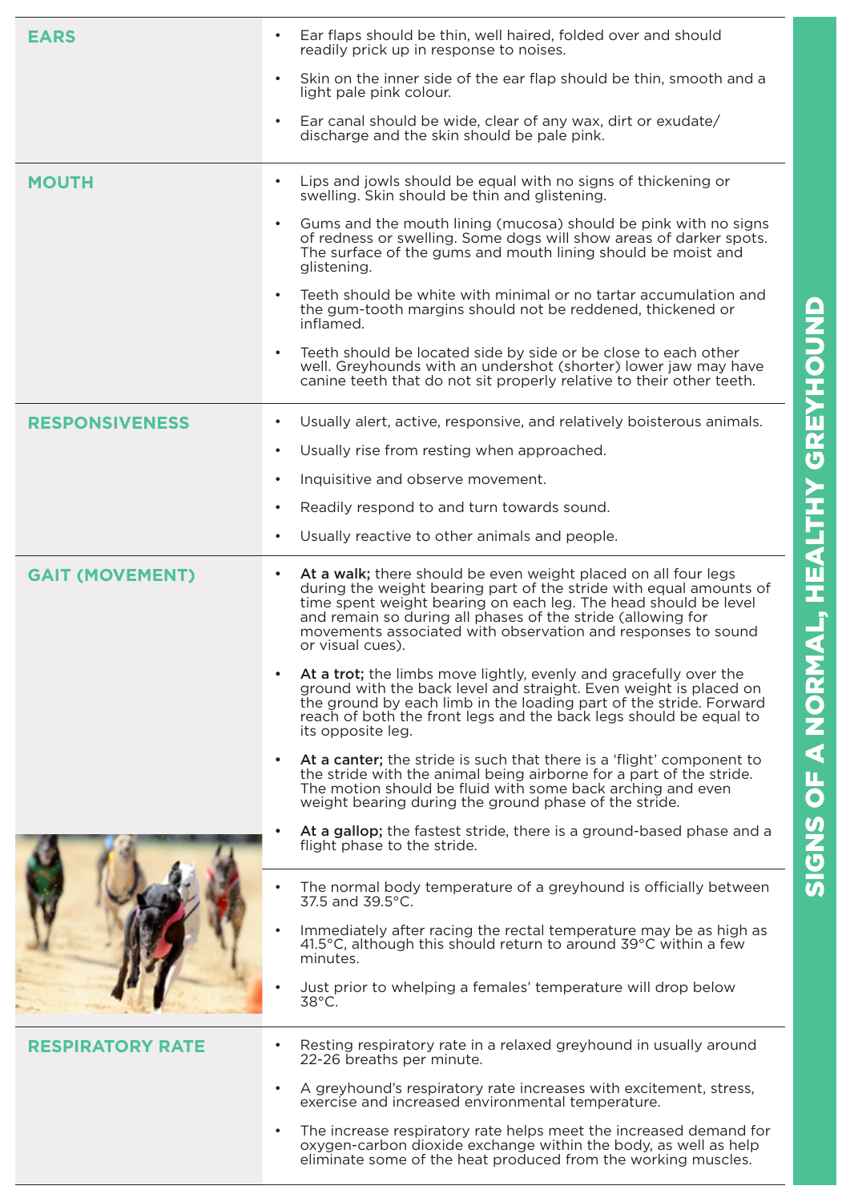# SIGNS OF A NORMAL, HEALTHY GREYHOUND

## EARS

- Ear flaps should be thin, well haired, folded over and should readily prick up in response to noises.
- Skin on the inner side of the ear flap should be thin, smooth and a light pale pink colour.
- Ear canal should be wide, clear of any wax, dirt or exudate/ discharge and the skin should be pale pink.

## MOUTH

- Lips and jowls should be equal with no signs of thickening or swelling. Skin should be thin and glistening.
- Gums and the mouth lining (mucosa) should be pink with no signs of redness or swelling. Some dogs will show areas of darker spots. The surface of the gums and mouth lining should be moist and glistening.
- Teeth should be white with minimal or no tartar accumulation and the gum-tooth margins should not be reddened, thickened or inflamed.
- Teeth should be located side by side or be close to each other well. Greyhounds with an undershot (shorter) lower jaw may have canine teeth that do not sit properly relative to their other teeth.

## RESPONSIVENESS

- Usually alert, active, responsive, and relatively boisterous animals.
- Usually rise from resting when approached.
- Inquisitive and observe movement.
- Readily respond to and turn towards sound.
- Usually reactive to other animals and people.

## GAIT (MOVEMENT)

- **At a walk;** there should be even weight placed on all four legs during the weight bearing part of the stride with equal amounts of time spent weight bearing on each leg. The head should be level and remain so during all phases of the stride (allowing for movements associated with observation and responses to sound or visual cues).
- **At a trot;** the limbs move lightly, evenly and gracefully over the ground with the back level and straight. Even weight is placed on the ground by each limb in the loading part of the stride. Forward reach of both the front legs and the back legs should be equal to its opposite leg.
- **At a canter;** the stride is such that there is a 'flight' component to the stride with the animal being airborne for a part of the stride. The motion should be fluid with some back arching and even weight bearing during the ground phase of the stride.
- **At a gallop;** the fastest stride, there is a ground-based phase and a flight phase to the stride.

- The normal body temperature of a greyhound is officially between 37.5 and 39.5°C.
- Immediately after racing the rectal temperature may be as high as 41.5°C, although this should return to around 39°C within a few minutes.
- Just prior to whelping a females' temperature will drop below 38°C.

## RESPIRATORY RATE

- Resting respiratory rate in a relaxed greyhound in usually around 22-26 breaths per minute.
- A greyhound's respiratory rate increases with excitement, stress, exercise and increased environmental temperature.
- The increase respiratory rate helps meet the increased demand for oxygen-carbon dioxide exchange within the body, as well as help eliminate some of the heat produced from the working muscles.